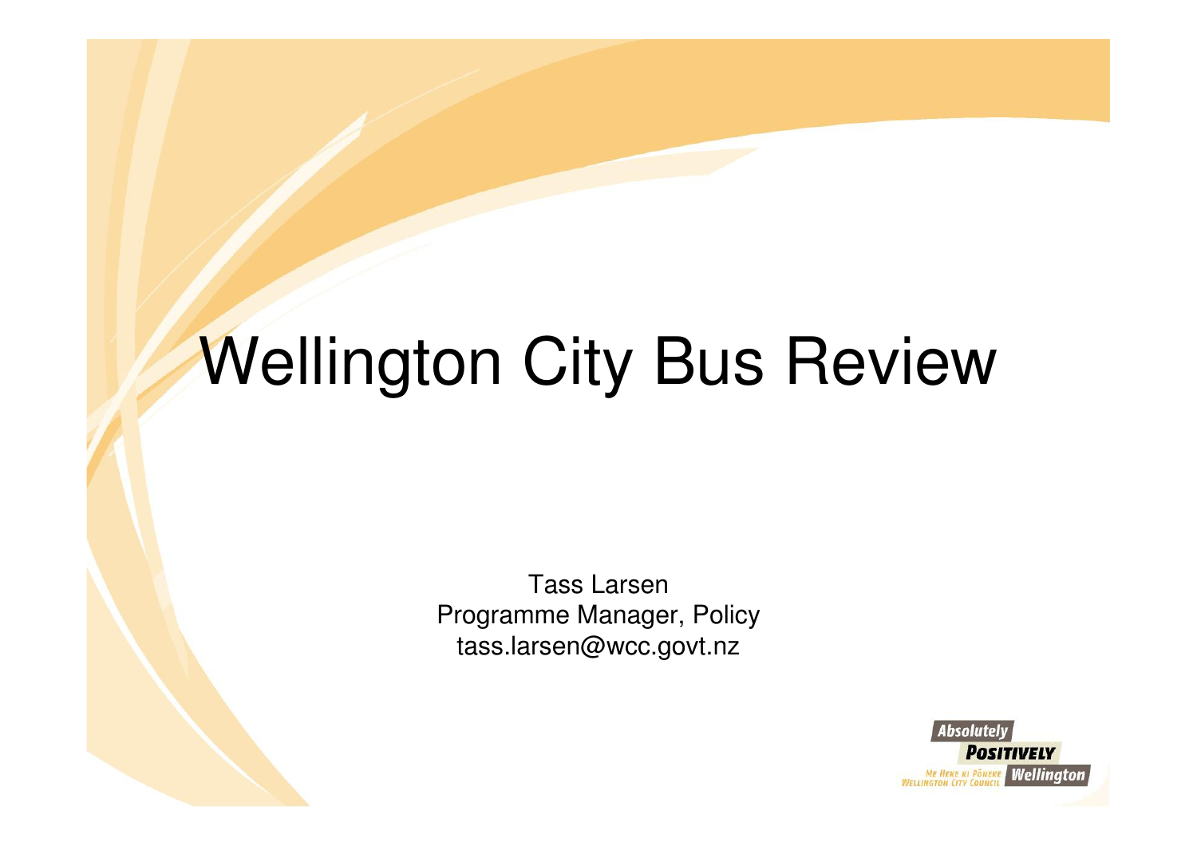# Wellington City Bus Review

Tass Larsen
Programme Manager, Policy
tass.larsen@wcc.govt.nz

Absolutely POSITIVELY Wellington
ME HEKE KI PŌNEKE
WELLINGTON CITY COUNCIL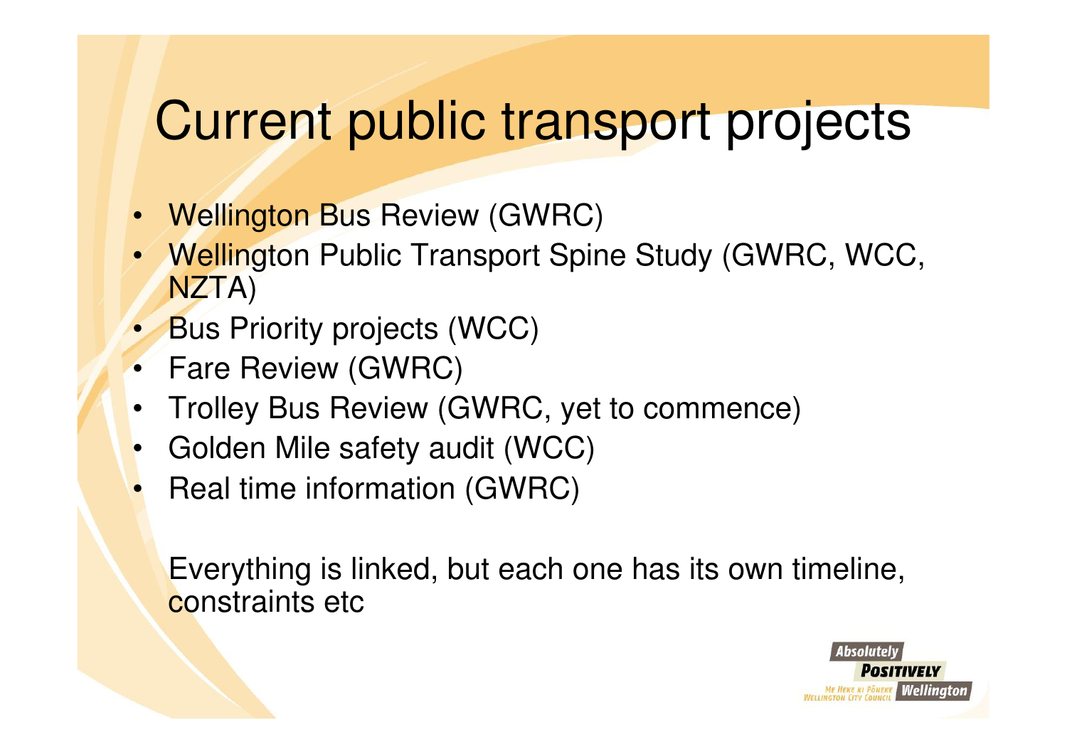# Current public transport projects

- Wellington Bus Review (GWRC)
- Wellington Public Transport Spine Study (GWRC, WCC, NZTA)
- Bus Priority projects (WCC)
- Fare Review (GWRC)
- Trolley Bus Review (GWRC, yet to commence)
- Golden Mile safety audit (WCC)
- Real time information (GWRC)

Everything is linked, but each one has its own timeline, constraints etc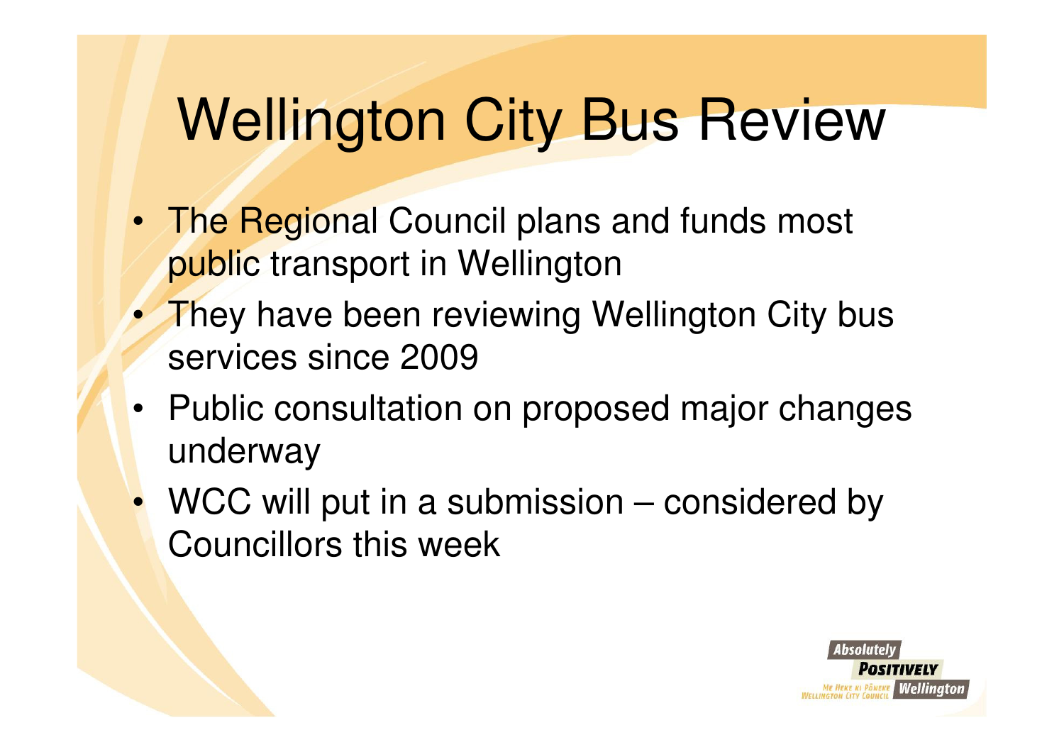# Wellington City Bus Review

- The Regional Council plans and funds most public transport in Wellington
- They have been reviewing Wellington City bus services since 2009
- Public consultation on proposed major changes underway
- WCC will put in a submission – considered by Councillors this week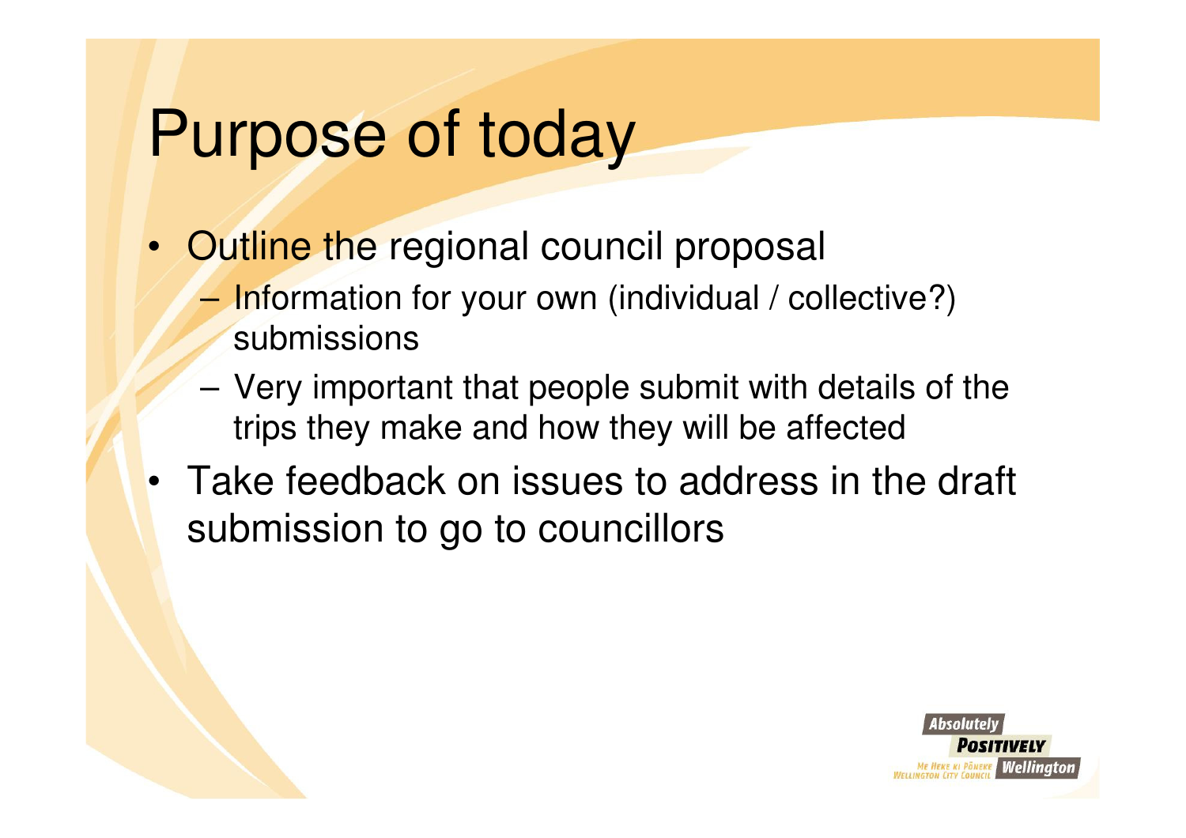# Purpose of today

- Outline the regional council proposal
  - Information for your own (individual / collective?) submissions
  - Very important that people submit with details of the trips they make and how they will be affected
- Take feedback on issues to address in the draft submission to go to councillors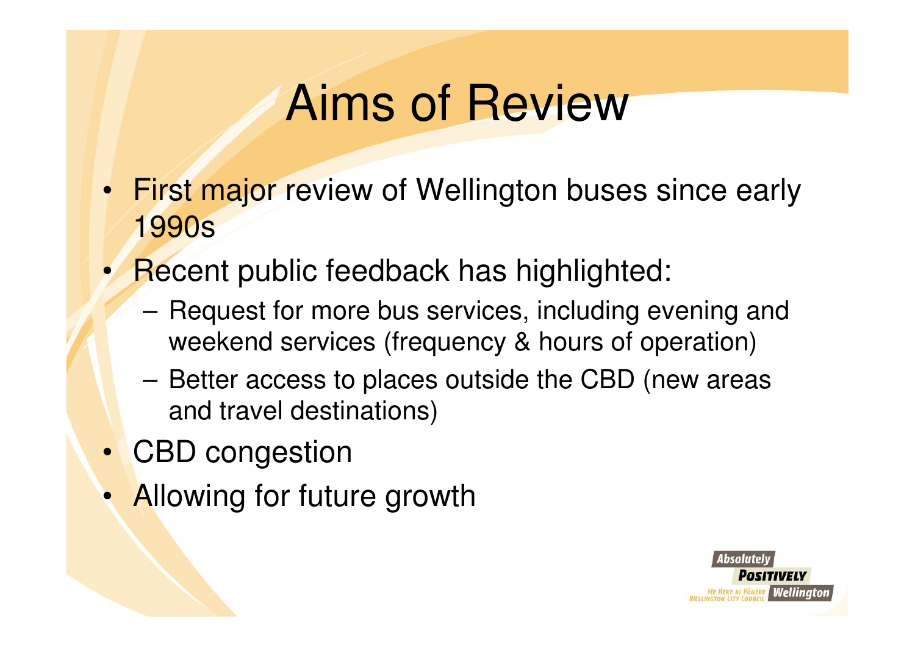# Aims of Review

- First major review of Wellington buses since early 1990s
- Recent public feedback has highlighted:
  - Request for more bus services, including evening and weekend services (frequency & hours of operation)
  - Better access to places outside the CBD (new areas and travel destinations)
- CBD congestion
- Allowing for future growth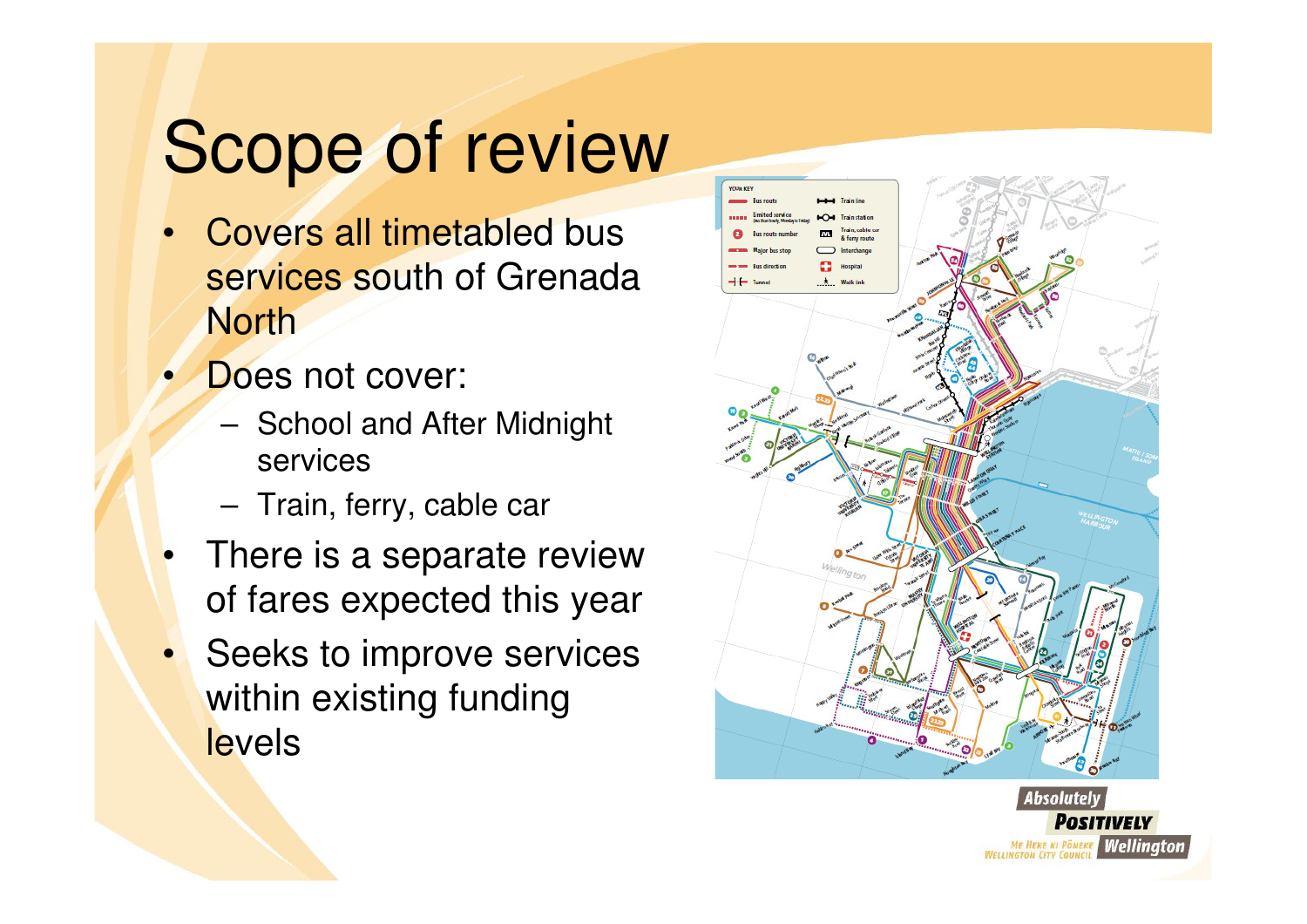# Scope of review

- Covers all timetabled bus services south of Grenada North
- Does not cover:
  - School and After Midnight services
  - Train, ferry, cable car
- There is a separate review of fares expected this year
- Seeks to improve services within existing funding levels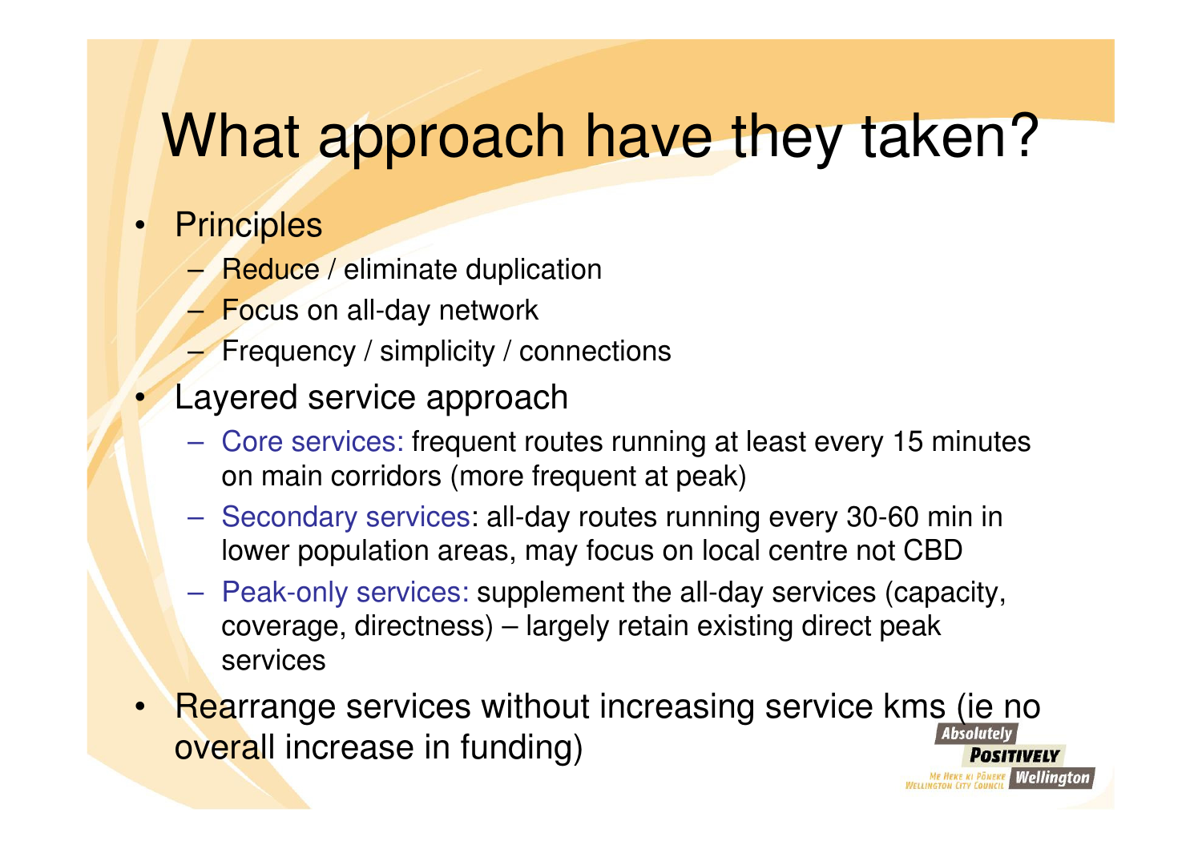# What approach have they taken?

- Principles
  - Reduce / eliminate duplication
  - Focus on all-day network
  - Frequency / simplicity / connections
- Layered service approach
  - Core services: frequent routes running at least every 15 minutes on main corridors (more frequent at peak)
  - Secondary services: all-day routes running every 30-60 min in lower population areas, may focus on local centre not CBD
  - Peak-only services: supplement the all-day services (capacity, coverage, directness) – largely retain existing direct peak services
- Rearrange services without increasing service kms (ie no overall increase in funding)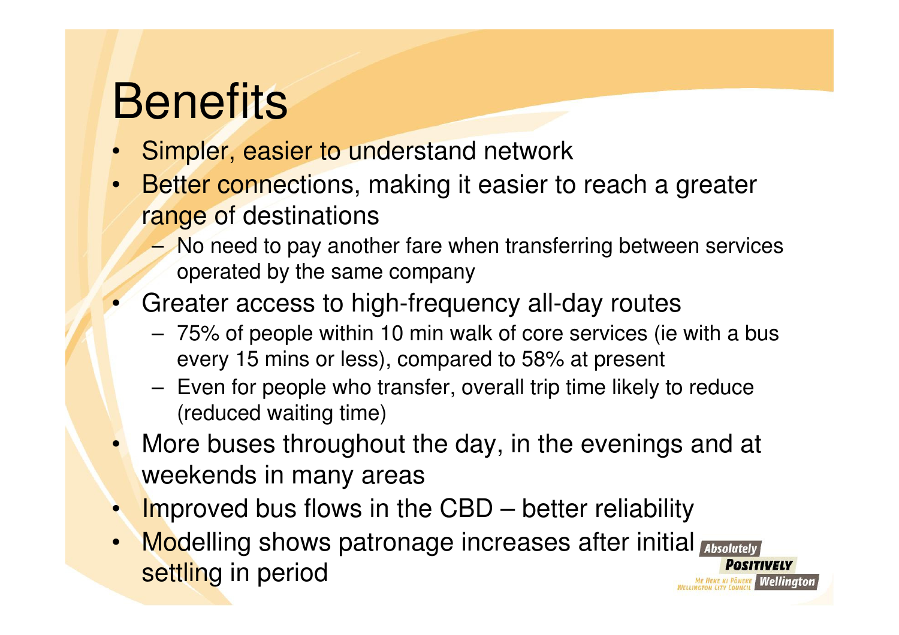# Benefits

- Simpler, easier to understand network
- Better connections, making it easier to reach a greater range of destinations
  - No need to pay another fare when transferring between services operated by the same company
- Greater access to high-frequency all-day routes
  - 75% of people within 10 min walk of core services (ie with a bus every 15 mins or less), compared to 58% at present
  - Even for people who transfer, overall trip time likely to reduce (reduced waiting time)
- More buses throughout the day, in the evenings and at weekends in many areas
- Improved bus flows in the CBD – better reliability
- Modelling shows patronage increases after initial settling in period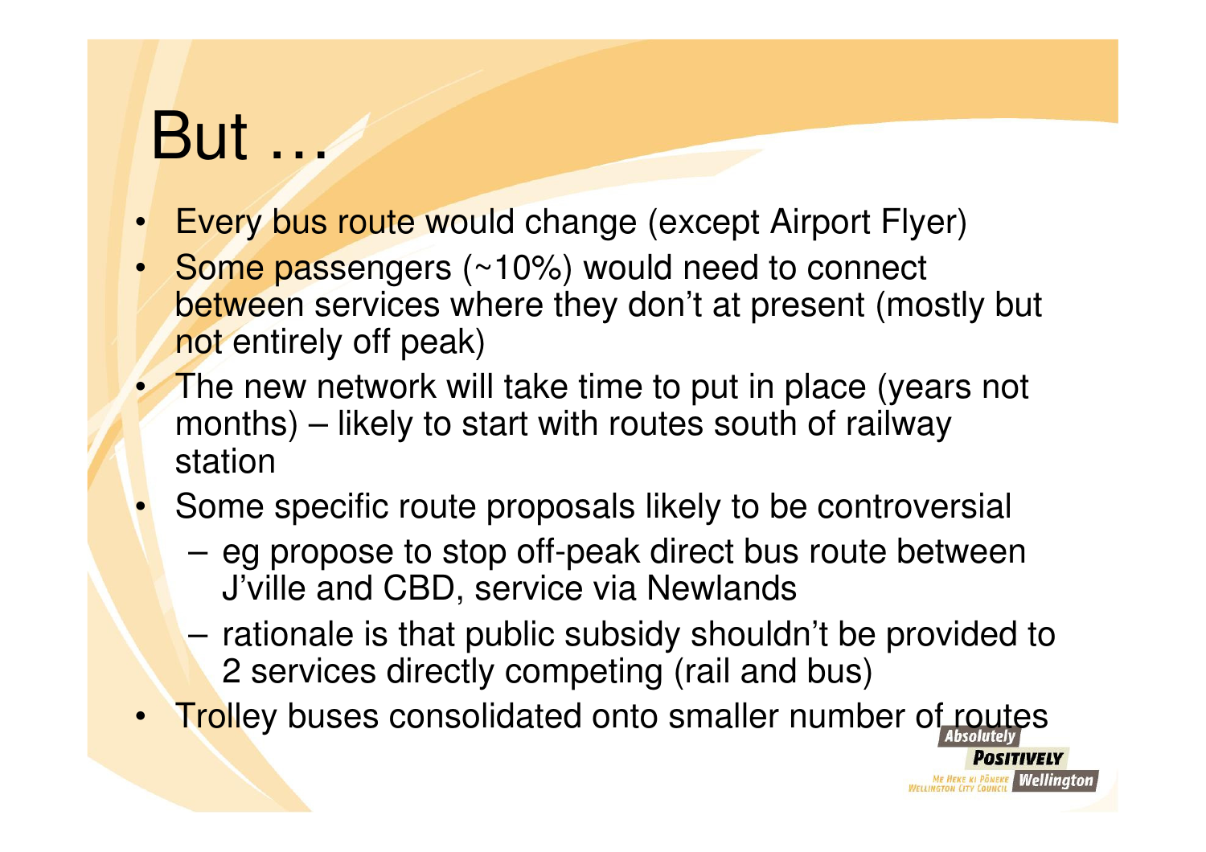# But …

- Every bus route would change (except Airport Flyer)
- Some passengers (~10%) would need to connect between services where they don’t at present (mostly but not entirely off peak)
- The new network will take time to put in place (years not months) – likely to start with routes south of railway station
- Some specific route proposals likely to be controversial
  - eg propose to stop off-peak direct bus route between J’ville and CBD, service via Newlands
  - rationale is that public subsidy shouldn’t be provided to 2 services directly competing (rail and bus)
- Trolley buses consolidated onto smaller number of routes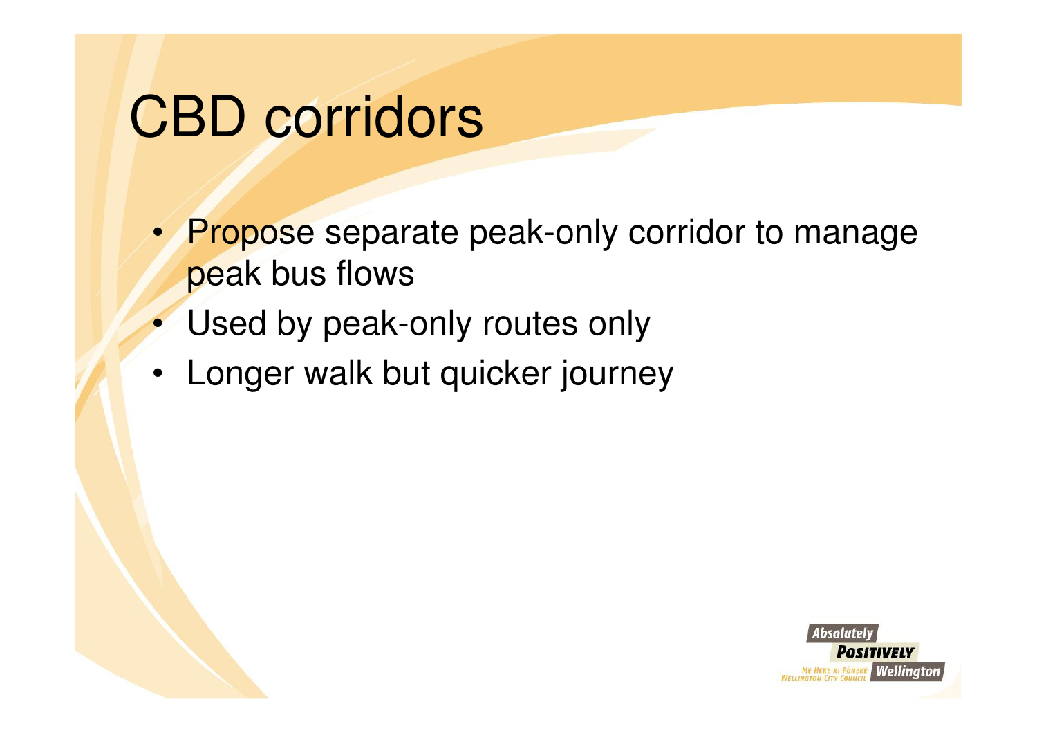# CBD corridors

- Propose separate peak-only corridor to manage peak bus flows
- Used by peak-only routes only
- Longer walk but quicker journey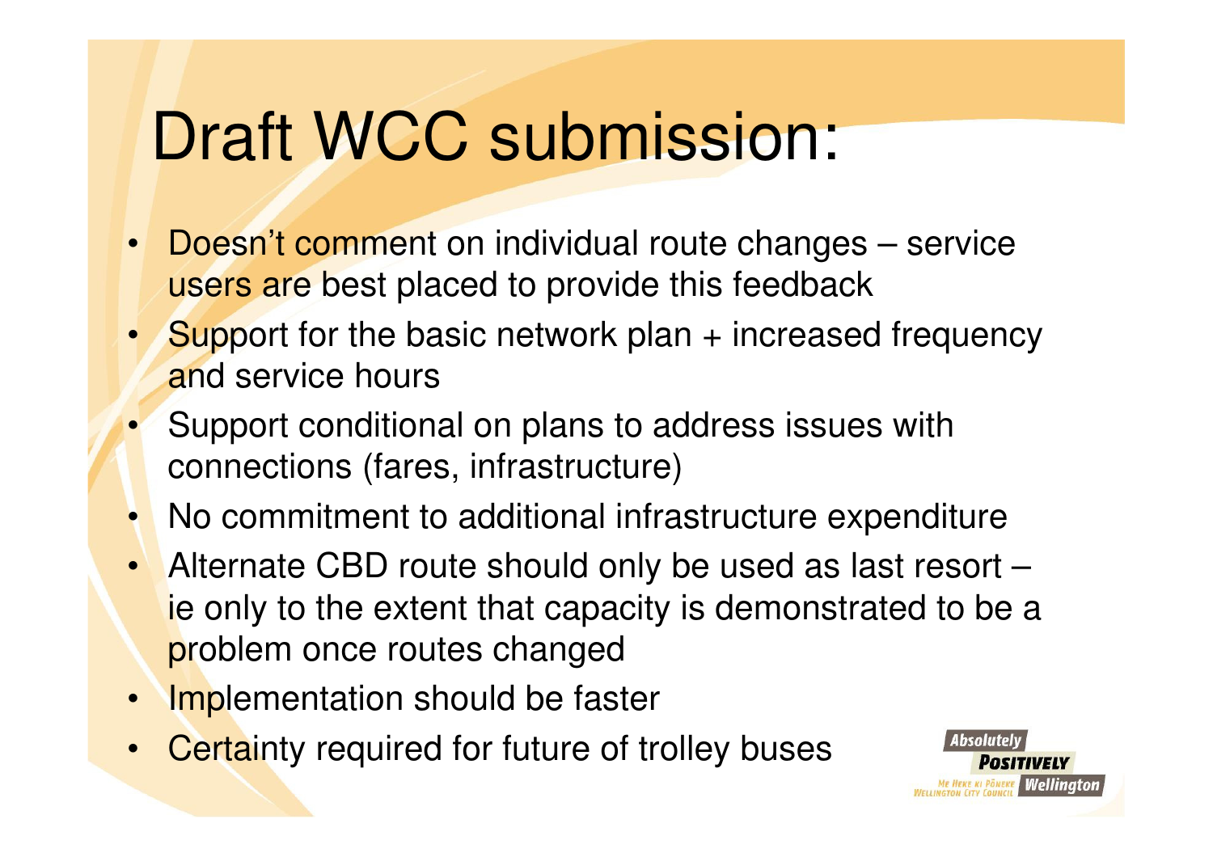# Draft WCC submission:

- Doesn't comment on individual route changes – service users are best placed to provide this feedback
- Support for the basic network plan + increased frequency and service hours
- Support conditional on plans to address issues with connections (fares, infrastructure)
- No commitment to additional infrastructure expenditure
- Alternate CBD route should only be used as last resort – ie only to the extent that capacity is demonstrated to be a problem once routes changed
- Implementation should be faster
- Certainty required for future of trolley buses

Absolutely Positively Wellington
Me Heke Ki Pōneke
Wellington City Council